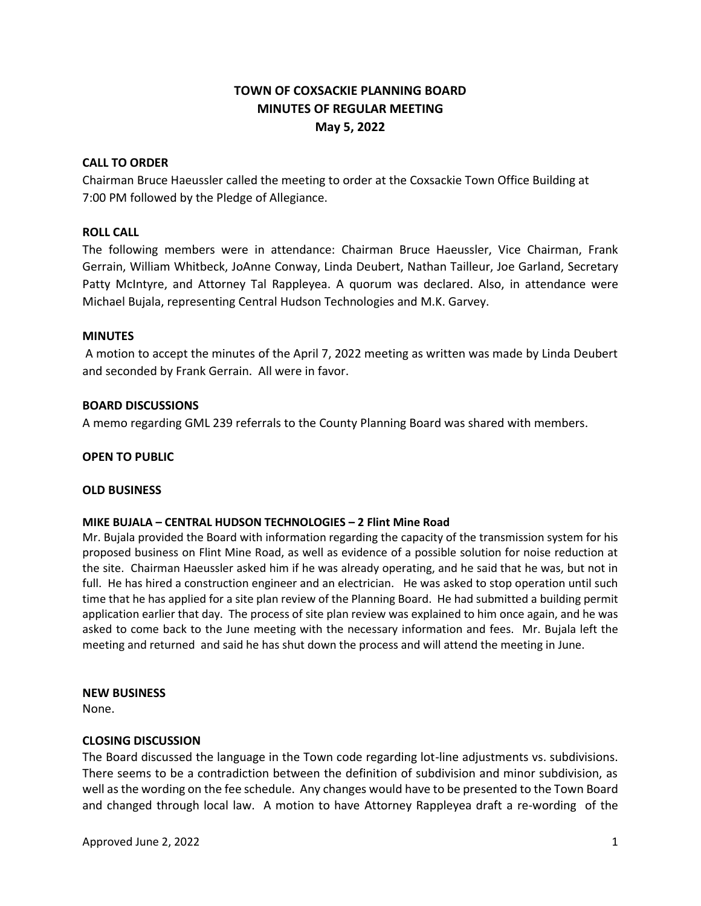# TOWN OF COXSACKIE PLANNING BOARD
## MINUTES OF REGULAR MEETING
## May 5, 2022

**CALL TO ORDER**

Chairman Bruce Haeussler called the meeting to order at the Coxsackie Town Office Building at 7:00 PM followed by the Pledge of Allegiance.

**ROLL CALL**

The following members were in attendance: Chairman Bruce Haeussler, Vice Chairman, Frank Gerrain, William Whitbeck, JoAnne Conway, Linda Deubert, Nathan Tailleur, Joe Garland, Secretary Patty McIntyre, and Attorney Tal Rappleyea. A quorum was declared. Also, in attendance were Michael Bujala, representing Central Hudson Technologies and M.K. Garvey.

**MINUTES**

A motion to accept the minutes of the April 7, 2022 meeting as written was made by Linda Deubert and seconded by Frank Gerrain. All were in favor.

**BOARD DISCUSSIONS**

A memo regarding GML 239 referrals to the County Planning Board was shared with members.

**OPEN TO PUBLIC**

**OLD BUSINESS**

**MIKE BUJALA – CENTRAL HUDSON TECHNOLOGIES – 2 Flint Mine Road**

Mr. Bujala provided the Board with information regarding the capacity of the transmission system for his proposed business on Flint Mine Road, as well as evidence of a possible solution for noise reduction at the site. Chairman Haeussler asked him if he was already operating, and he said that he was, but not in full. He has hired a construction engineer and an electrician. He was asked to stop operation until such time that he has applied for a site plan review of the Planning Board. He had submitted a building permit application earlier that day. The process of site plan review was explained to him once again, and he was asked to come back to the June meeting with the necessary information and fees. Mr. Bujala left the meeting and returned and said he has shut down the process and will attend the meeting in June.

**NEW BUSINESS**

None.

**CLOSING DISCUSSION**

The Board discussed the language in the Town code regarding lot-line adjustments vs. subdivisions. There seems to be a contradiction between the definition of subdivision and minor subdivision, as well as the wording on the fee schedule. Any changes would have to be presented to the Town Board and changed through local law. A motion to have Attorney Rappleyea draft a re-wording of the

Approved June 2, 2022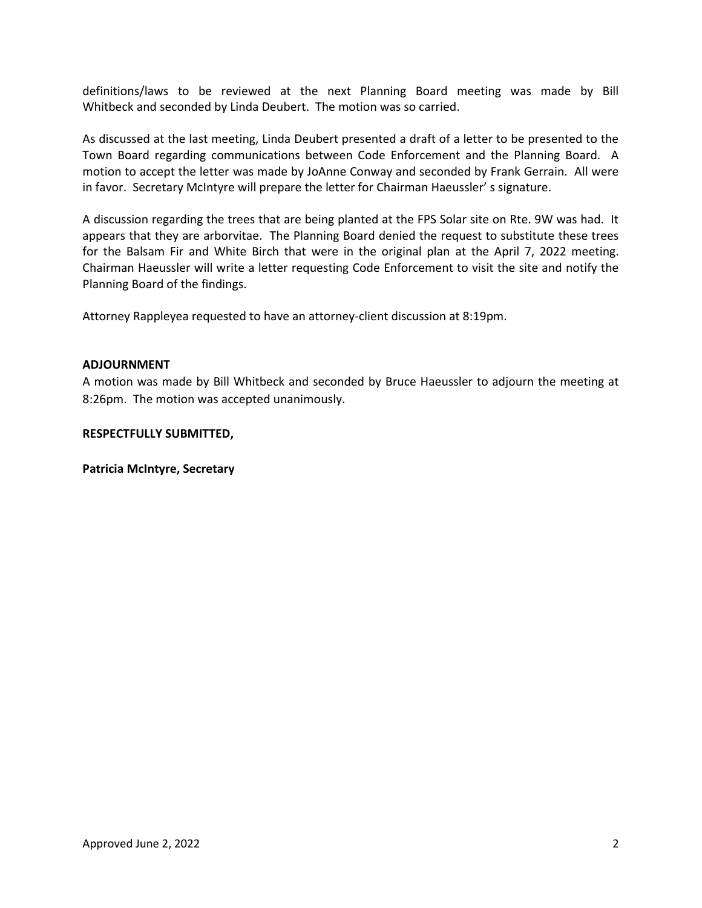definitions/laws to be reviewed at the next Planning Board meeting was made by Bill Whitbeck and seconded by Linda Deubert. The motion was so carried.

As discussed at the last meeting, Linda Deubert presented a draft of a letter to be presented to the Town Board regarding communications between Code Enforcement and the Planning Board. A motion to accept the letter was made by JoAnne Conway and seconded by Frank Gerrain. All were in favor. Secretary McIntyre will prepare the letter for Chairman Haeussler' s signature.

A discussion regarding the trees that are being planted at the FPS Solar site on Rte. 9W was had. It appears that they are arborvitae. The Planning Board denied the request to substitute these trees for the Balsam Fir and White Birch that were in the original plan at the April 7, 2022 meeting. Chairman Haeussler will write a letter requesting Code Enforcement to visit the site and notify the Planning Board of the findings.

Attorney Rappleyea requested to have an attorney-client discussion at 8:19pm.

**ADJOURNMENT**

A motion was made by Bill Whitbeck and seconded by Bruce Haeussler to adjourn the meeting at 8:26pm. The motion was accepted unanimously.

**RESPECTFULLY SUBMITTED,**

**Patricia McIntyre, Secretary**

Approved June 2, 2022